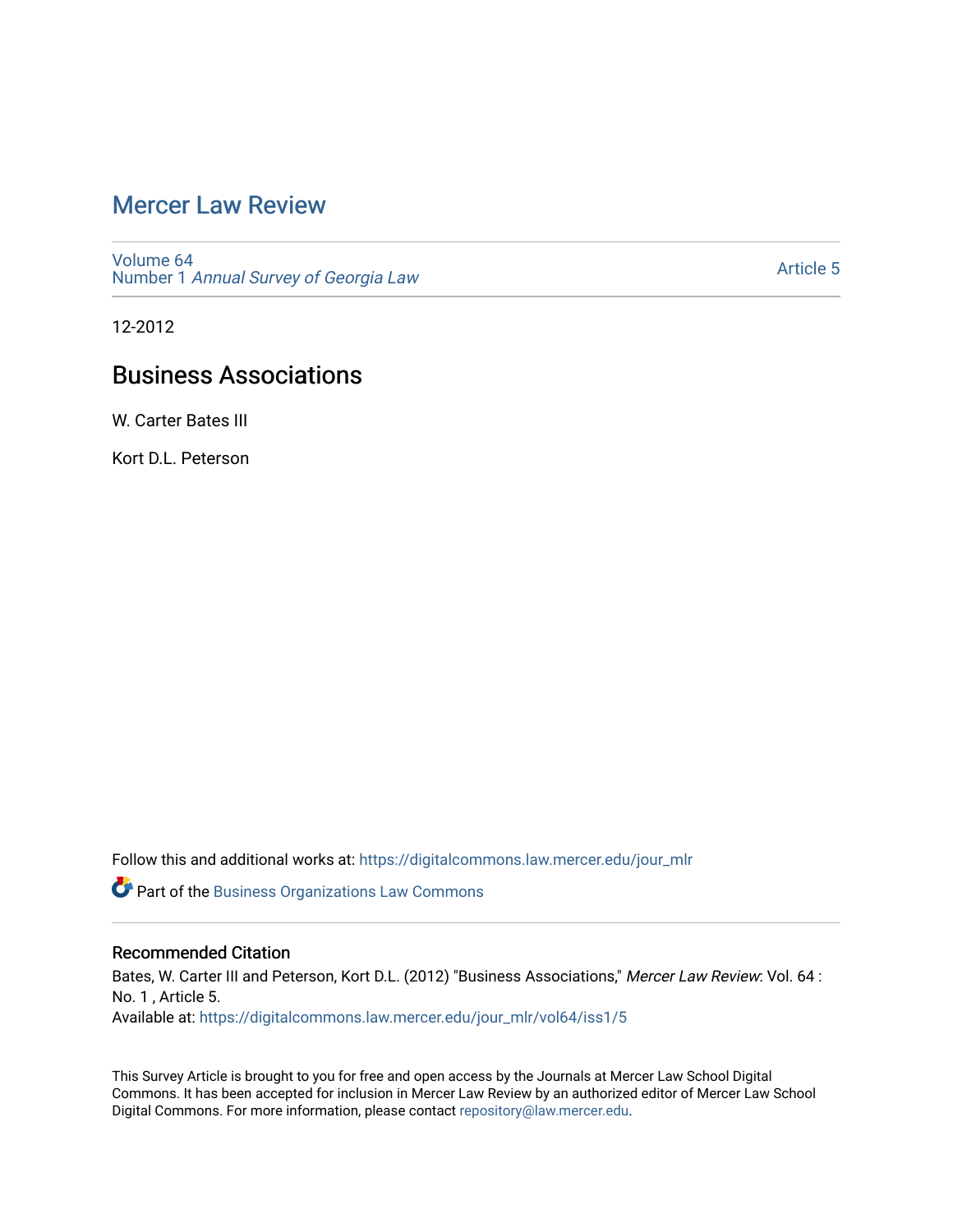# Mercer Law Review

Volume 64
Number 1 *Annual Survey of Georgia Law*

Article 5

12-2012

## Business Associations

W. Carter Bates III

Kort D.L. Peterson

Follow this and additional works at: https://digitalcommons.law.mercer.edu/jour_mlr

Part of the Business Organizations Law Commons

### Recommended Citation

Bates, W. Carter III and Peterson, Kort D.L. (2012) "Business Associations," *Mercer Law Review*: Vol. 64 : No. 1 , Article 5.
Available at: https://digitalcommons.law.mercer.edu/jour_mlr/vol64/iss1/5

This Survey Article is brought to you for free and open access by the Journals at Mercer Law School Digital Commons. It has been accepted for inclusion in Mercer Law Review by an authorized editor of Mercer Law School Digital Commons. For more information, please contact repository@law.mercer.edu.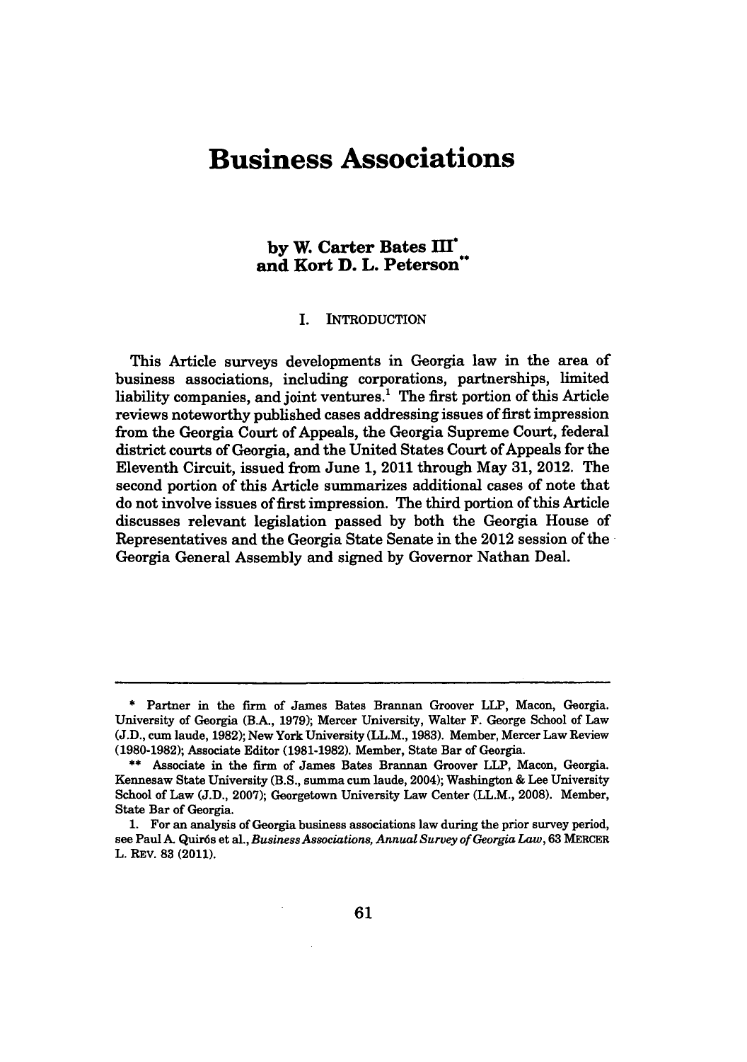# Business Associations

**by W. Carter Bates III\***
**and Kort D. L. Peterson\*\***

## I. INTRODUCTION

This Article surveys developments in Georgia law in the area of business associations, including corporations, partnerships, limited liability companies, and joint ventures.[1] The first portion of this Article reviews noteworthy published cases addressing issues of first impression from the Georgia Court of Appeals, the Georgia Supreme Court, federal district courts of Georgia, and the United States Court of Appeals for the Eleventh Circuit, issued from June 1, 2011 through May 31, 2012. The second portion of this Article summarizes additional cases of note that do not involve issues of first impression. The third portion of this Article discusses relevant legislation passed by both the Georgia House of Representatives and the Georgia State Senate in the 2012 session of the Georgia General Assembly and signed by Governor Nathan Deal.

---

\* Partner in the firm of James Bates Brannan Groover LLP, Macon, Georgia. University of Georgia (B.A., 1979); Mercer University, Walter F. George School of Law (J.D., cum laude, 1982); New York University (LL.M., 1983). Member, Mercer Law Review (1980-1982); Associate Editor (1981-1982). Member, State Bar of Georgia.

\*\* Associate in the firm of James Bates Brannan Groover LLP, Macon, Georgia. Kennesaw State University (B.S., summa cum laude, 2004); Washington & Lee University School of Law (J.D., 2007); Georgetown University Law Center (LL.M., 2008). Member, State Bar of Georgia.

1. For an analysis of Georgia business associations law during the prior survey period, see Paul A. Quirós et al., *Business Associations, Annual Survey of Georgia Law*, 63 MERCER L. REV. 83 (2011).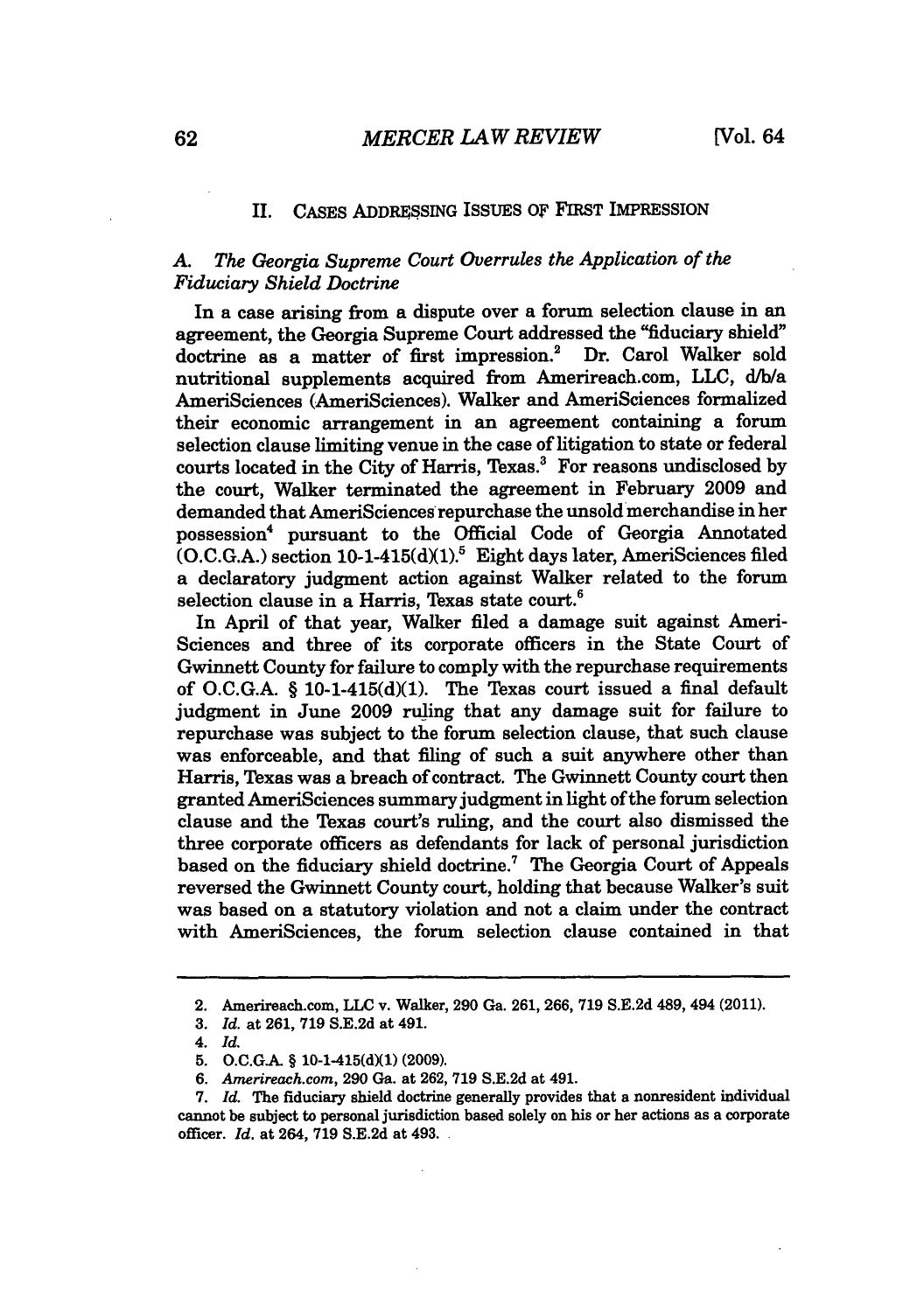## II. Cases Addressing Issues of First Impression

### *A. The Georgia Supreme Court Overrules the Application of the Fiduciary Shield Doctrine*

In a case arising from a dispute over a forum selection clause in an agreement, the Georgia Supreme Court addressed the "fiduciary shield" doctrine as a matter of first impression.[2] Dr. Carol Walker sold nutritional supplements acquired from Amerireach.com, LLC, d/b/a AmeriSciences (AmeriSciences). Walker and AmeriSciences formalized their economic arrangement in an agreement containing a forum selection clause limiting venue in the case of litigation to state or federal courts located in the City of Harris, Texas.[3] For reasons undisclosed by the court, Walker terminated the agreement in February 2009 and demanded that AmeriSciences repurchase the unsold merchandise in her possession[4] pursuant to the Official Code of Georgia Annotated (O.C.G.A.) section 10-1-415(d)(1).[5] Eight days later, AmeriSciences filed a declaratory judgment action against Walker related to the forum selection clause in a Harris, Texas state court.[6]

In April of that year, Walker filed a damage suit against AmeriSciences and three of its corporate officers in the State Court of Gwinnett County for failure to comply with the repurchase requirements of O.C.G.A. § 10-1-415(d)(1). The Texas court issued a final default judgment in June 2009 ruling that any damage suit for failure to repurchase was subject to the forum selection clause, that such clause was enforceable, and that filing of such a suit anywhere other than Harris, Texas was a breach of contract. The Gwinnett County court then granted AmeriSciences summary judgment in light of the forum selection clause and the Texas court's ruling, and the court also dismissed the three corporate officers as defendants for lack of personal jurisdiction based on the fiduciary shield doctrine.[7] The Georgia Court of Appeals reversed the Gwinnett County court, holding that because Walker's suit was based on a statutory violation and not a claim under the contract with AmeriSciences, the forum selection clause contained in that

---

2. Amerireach.com, LLC v. Walker, 290 Ga. 261, 266, 719 S.E.2d 489, 494 (2011).

3. *Id.* at 261, 719 S.E.2d at 491.

4. *Id.*

5. O.C.G.A. § 10-1-415(d)(1) (2009).

6. *Amerireach.com*, 290 Ga. at 262, 719 S.E.2d at 491.

7. *Id.* The fiduciary shield doctrine generally provides that a nonresident individual cannot be subject to personal jurisdiction based solely on his or her actions as a corporate officer. *Id.* at 264, 719 S.E.2d at 493.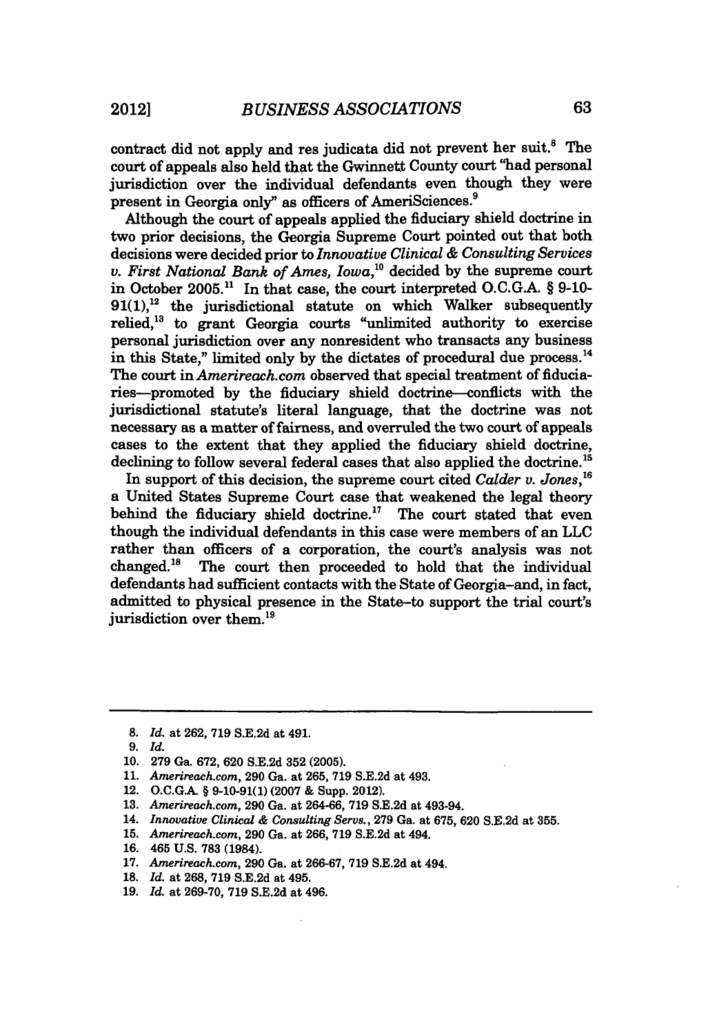contract did not apply and res judicata did not prevent her suit.[8] The court of appeals also held that the Gwinnett County court "had personal jurisdiction over the individual defendants even though they were present in Georgia only" as officers of AmeriSciences.[9]

Although the court of appeals applied the fiduciary shield doctrine in two prior decisions, the Georgia Supreme Court pointed out that both decisions were decided prior to *Innovative Clinical & Consulting Services v. First National Bank of Ames, Iowa*,[10] decided by the supreme court in October 2005.[11] In that case, the court interpreted O.C.G.A. § 9-10-91(1),[12] the jurisdictional statute on which Walker subsequently relied,[13] to grant Georgia courts "unlimited authority to exercise personal jurisdiction over any nonresident who transacts any business in this State," limited only by the dictates of procedural due process.[14] The court in *Amerireach.com* observed that special treatment of fiduciaries—promoted by the fiduciary shield doctrine—conflicts with the jurisdictional statute's literal language, that the doctrine was not necessary as a matter of fairness, and overruled the two court of appeals cases to the extent that they applied the fiduciary shield doctrine, declining to follow several federal cases that also applied the doctrine.[15]

In support of this decision, the supreme court cited *Calder v. Jones*,[16] a United States Supreme Court case that weakened the legal theory behind the fiduciary shield doctrine.[17] The court stated that even though the individual defendants in this case were members of an LLC rather than officers of a corporation, the court's analysis was not changed.[18] The court then proceeded to hold that the individual defendants had sufficient contacts with the State of Georgia–and, in fact, admitted to physical presence in the State–to support the trial court's jurisdiction over them.[19]

---

8. *Id.* at 262, 719 S.E.2d at 491.
9. *Id.*
10. 279 Ga. 672, 620 S.E.2d 352 (2005).
11. *Amerireach.com*, 290 Ga. at 265, 719 S.E.2d at 493.
12. O.C.G.A. § 9-10-91(1) (2007 & Supp. 2012).
13. *Amerireach.com*, 290 Ga. at 264-66, 719 S.E.2d at 493-94.
14. *Innovative Clinical & Consulting Servs.*, 279 Ga. at 675, 620 S.E.2d at 355.
15. *Amerireach.com*, 290 Ga. at 266, 719 S.E.2d at 494.
16. 465 U.S. 783 (1984).
17. *Amerireach.com*, 290 Ga. at 266-67, 719 S.E.2d at 494.
18. *Id.* at 268, 719 S.E.2d at 495.
19. *Id.* at 269-70, 719 S.E.2d at 496.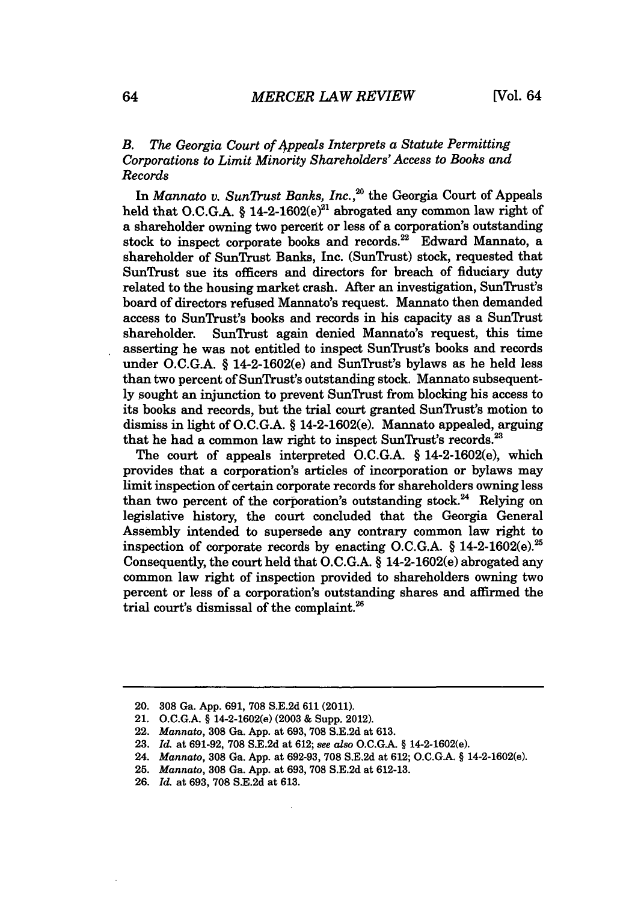### B. *The Georgia Court of Appeals Interprets a Statute Permitting Corporations to Limit Minority Shareholders' Access to Books and Records*

In *Mannato v. SunTrust Banks, Inc.*,[20] the Georgia Court of Appeals held that O.C.G.A. § 14-2-1602(e)[21] abrogated any common law right of a shareholder owning two percent or less of a corporation's outstanding stock to inspect corporate books and records.[22] Edward Mannato, a shareholder of SunTrust Banks, Inc. (SunTrust) stock, requested that SunTrust sue its officers and directors for breach of fiduciary duty related to the housing market crash. After an investigation, SunTrust's board of directors refused Mannato's request. Mannato then demanded access to SunTrust's books and records in his capacity as a SunTrust shareholder. SunTrust again denied Mannato's request, this time asserting he was not entitled to inspect SunTrust's books and records under O.C.G.A. § 14-2-1602(e) and SunTrust's bylaws as he held less than two percent of SunTrust's outstanding stock. Mannato subsequently sought an injunction to prevent SunTrust from blocking his access to its books and records, but the trial court granted SunTrust's motion to dismiss in light of O.C.G.A. § 14-2-1602(e). Mannato appealed, arguing that he had a common law right to inspect SunTrust's records.[23]

The court of appeals interpreted O.C.G.A. § 14-2-1602(e), which provides that a corporation's articles of incorporation or bylaws may limit inspection of certain corporate records for shareholders owning less than two percent of the corporation's outstanding stock.[24] Relying on legislative history, the court concluded that the Georgia General Assembly intended to supersede any contrary common law right to inspection of corporate records by enacting O.C.G.A. § 14-2-1602(e).[25] Consequently, the court held that O.C.G.A. § 14-2-1602(e) abrogated any common law right of inspection provided to shareholders owning two percent or less of a corporation's outstanding shares and affirmed the trial court's dismissal of the complaint.[26]

---

20. 308 Ga. App. 691, 708 S.E.2d 611 (2011).
21. O.C.G.A. § 14-2-1602(e) (2003 & Supp. 2012).
22. *Mannato*, 308 Ga. App. at 693, 708 S.E.2d at 613.
23. *Id.* at 691-92, 708 S.E.2d at 612; *see also* O.C.G.A. § 14-2-1602(e).
24. *Mannato*, 308 Ga. App. at 692-93, 708 S.E.2d at 612; O.C.G.A. § 14-2-1602(e).
25. *Mannato*, 308 Ga. App. at 693, 708 S.E.2d at 612-13.
26. *Id.* at 693, 708 S.E.2d at 613.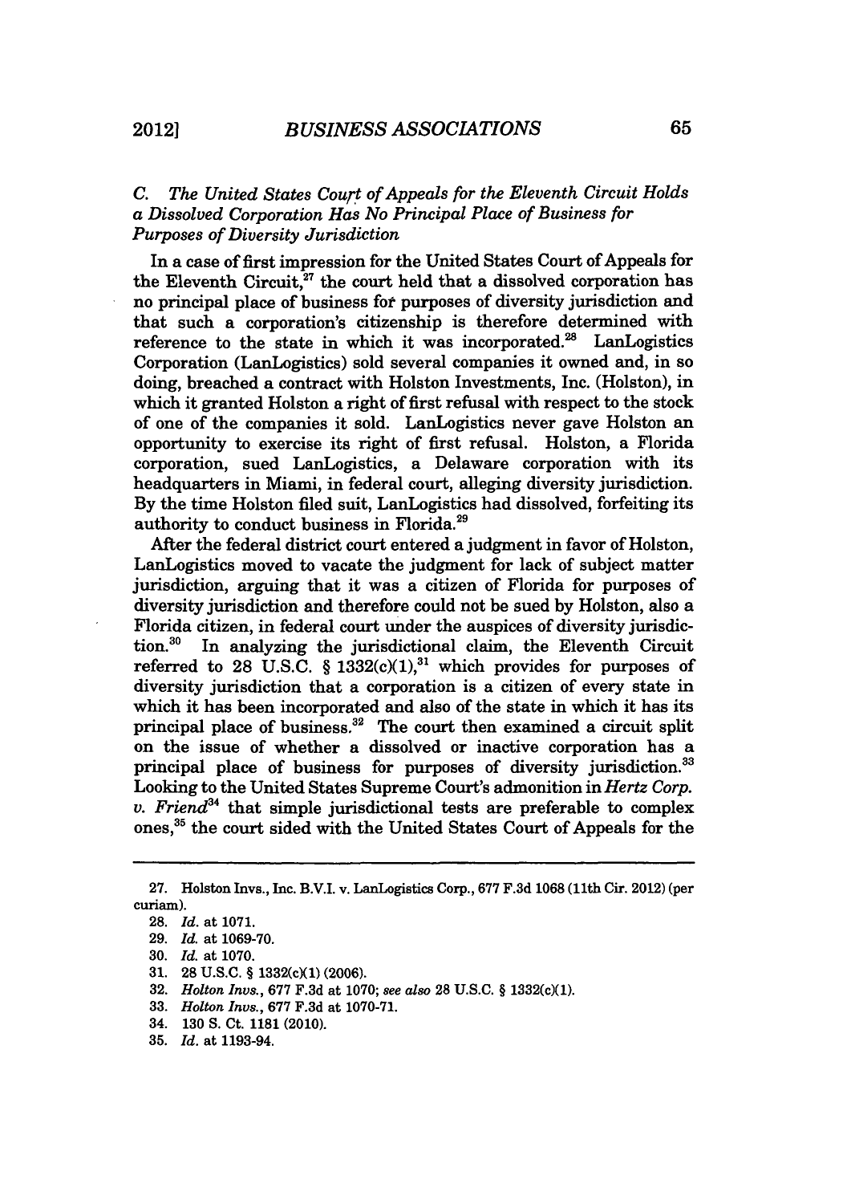### *C. The United States Court of Appeals for the Eleventh Circuit Holds a Dissolved Corporation Has No Principal Place of Business for Purposes of Diversity Jurisdiction*

In a case of first impression for the United States Court of Appeals for the Eleventh Circuit,[27] the court held that a dissolved corporation has no principal place of business for purposes of diversity jurisdiction and that such a corporation's citizenship is therefore determined with reference to the state in which it was incorporated.[28] LanLogistics Corporation (LanLogistics) sold several companies it owned and, in so doing, breached a contract with Holston Investments, Inc. (Holston), in which it granted Holston a right of first refusal with respect to the stock of one of the companies it sold. LanLogistics never gave Holston an opportunity to exercise its right of first refusal. Holston, a Florida corporation, sued LanLogistics, a Delaware corporation with its headquarters in Miami, in federal court, alleging diversity jurisdiction. By the time Holston filed suit, LanLogistics had dissolved, forfeiting its authority to conduct business in Florida.[29]

After the federal district court entered a judgment in favor of Holston, LanLogistics moved to vacate the judgment for lack of subject matter jurisdiction, arguing that it was a citizen of Florida for purposes of diversity jurisdiction and therefore could not be sued by Holston, also a Florida citizen, in federal court under the auspices of diversity jurisdiction.[30] In analyzing the jurisdictional claim, the Eleventh Circuit referred to 28 U.S.C. § 1332(c)(1),[31] which provides for purposes of diversity jurisdiction that a corporation is a citizen of every state in which it has been incorporated and also of the state in which it has its principal place of business.[32] The court then examined a circuit split on the issue of whether a dissolved or inactive corporation has a principal place of business for purposes of diversity jurisdiction.[33] Looking to the United States Supreme Court's admonition in *Hertz Corp. v. Friend*[34] that simple jurisdictional tests are preferable to complex ones,[35] the court sided with the United States Court of Appeals for the

---

27. Holston Invs., Inc. B.V.I. v. LanLogistics Corp., 677 F.3d 1068 (11th Cir. 2012) (per curiam).

28. *Id.* at 1071.

29. *Id.* at 1069-70.

30. *Id.* at 1070.

31. 28 U.S.C. § 1332(c)(1) (2006).

32. *Holton Invs.*, 677 F.3d at 1070; *see also* 28 U.S.C. § 1332(c)(1).

33. *Holton Invs.*, 677 F.3d at 1070-71.

34. 130 S. Ct. 1181 (2010).

35. *Id.* at 1193-94.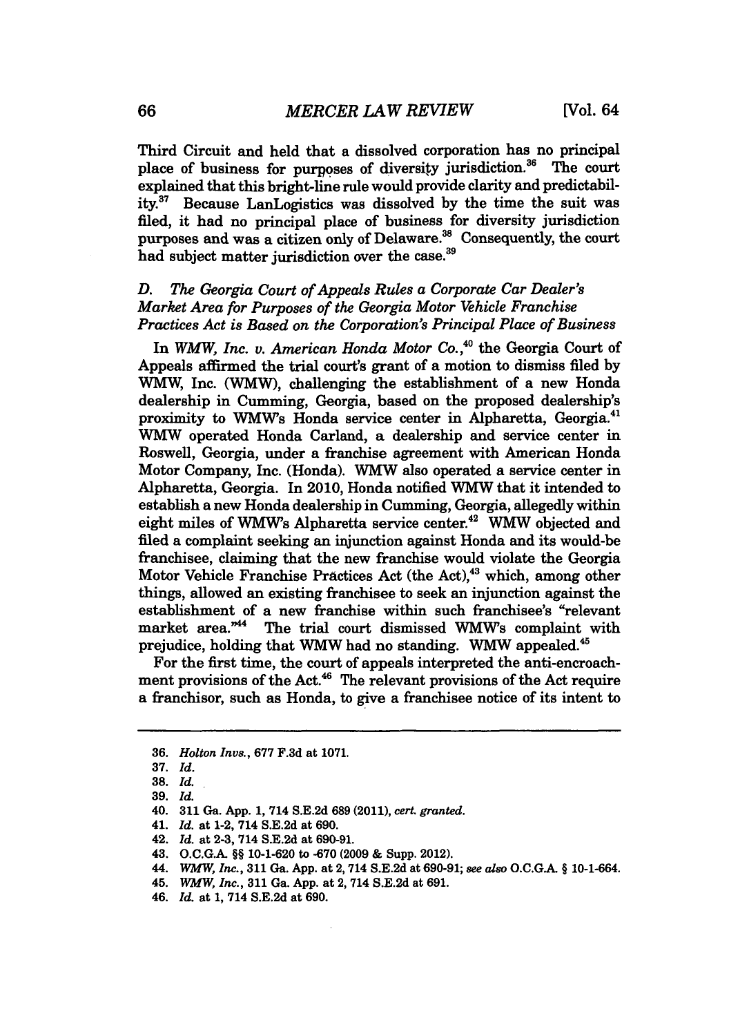Third Circuit and held that a dissolved corporation has no principal place of business for purposes of diversity jurisdiction.[36] The court explained that this bright-line rule would provide clarity and predictability.[37] Because LanLogistics was dissolved by the time the suit was filed, it had no principal place of business for diversity jurisdiction purposes and was a citizen only of Delaware.[38] Consequently, the court had subject matter jurisdiction over the case.[39]

### *D. The Georgia Court of Appeals Rules a Corporate Car Dealer's Market Area for Purposes of the Georgia Motor Vehicle Franchise Practices Act is Based on the Corporation's Principal Place of Business*

In *WMW, Inc. v. American Honda Motor Co.*,[40] the Georgia Court of Appeals affirmed the trial court's grant of a motion to dismiss filed by WMW, Inc. (WMW), challenging the establishment of a new Honda dealership in Cumming, Georgia, based on the proposed dealership's proximity to WMW's Honda service center in Alpharetta, Georgia.[41] WMW operated Honda Carland, a dealership and service center in Roswell, Georgia, under a franchise agreement with American Honda Motor Company, Inc. (Honda). WMW also operated a service center in Alpharetta, Georgia. In 2010, Honda notified WMW that it intended to establish a new Honda dealership in Cumming, Georgia, allegedly within eight miles of WMW's Alpharetta service center.[42] WMW objected and filed a complaint seeking an injunction against Honda and its would-be franchisee, claiming that the new franchise would violate the Georgia Motor Vehicle Franchise Practices Act (the Act),[43] which, among other things, allowed an existing franchisee to seek an injunction against the establishment of a new franchise within such franchisee's "relevant market area."[44] The trial court dismissed WMW's complaint with prejudice, holding that WMW had no standing. WMW appealed.[45]

For the first time, the court of appeals interpreted the anti-encroachment provisions of the Act.[46] The relevant provisions of the Act require a franchisor, such as Honda, to give a franchisee notice of its intent to

---

36. *Holton Invs.*, 677 F.3d at 1071.

37. *Id.*

38. *Id.*

39. *Id.*

40. 311 Ga. App. 1, 714 S.E.2d 689 (2011), *cert. granted*.

41. *Id.* at 1-2, 714 S.E.2d at 690.

42. *Id.* at 2-3, 714 S.E.2d at 690-91.

43. O.C.G.A. §§ 10-1-620 to -670 (2009 & Supp. 2012).

44. *WMW, Inc.*, 311 Ga. App. at 2, 714 S.E.2d at 690-91; *see also* O.C.G.A. § 10-1-664.

45. *WMW, Inc.*, 311 Ga. App. at 2, 714 S.E.2d at 691.

46. *Id.* at 1, 714 S.E.2d at 690.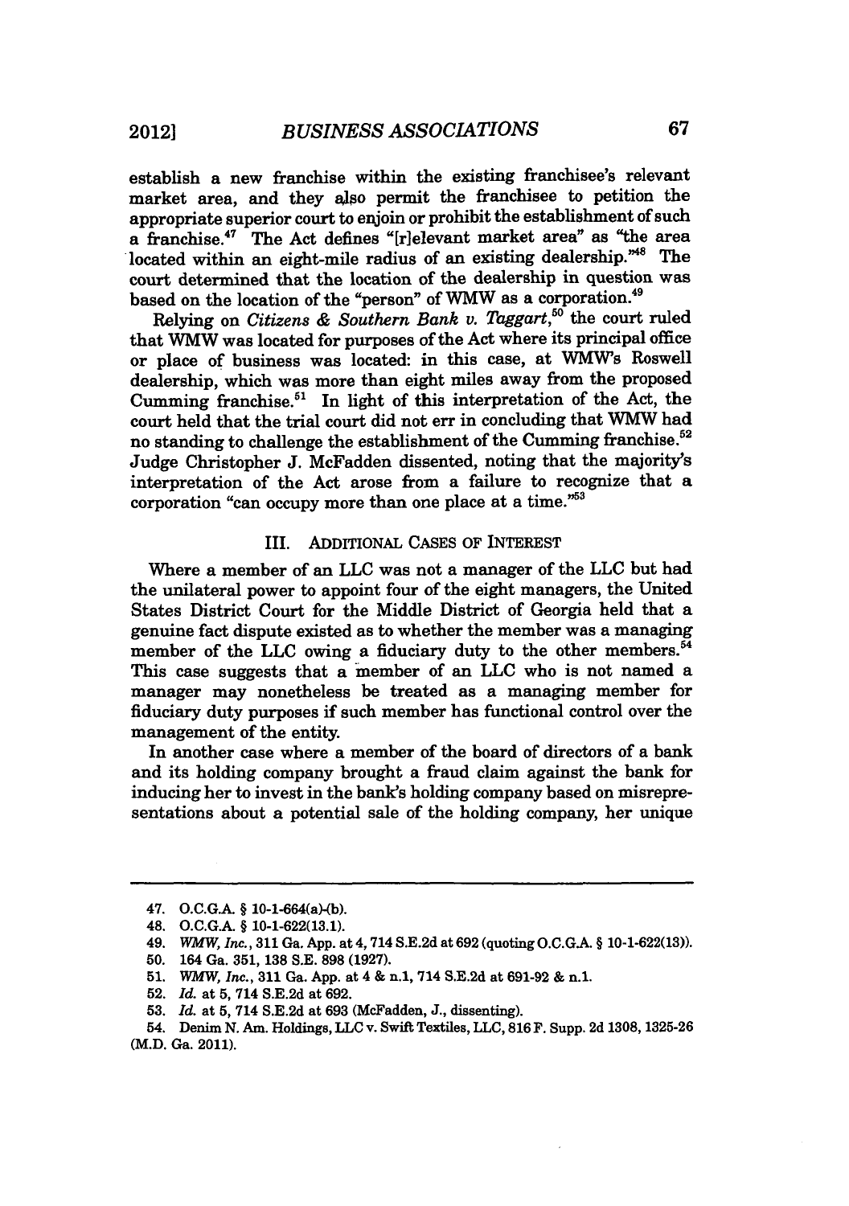establish a new franchise within the existing franchisee's relevant market area, and they also permit the franchisee to petition the appropriate superior court to enjoin or prohibit the establishment of such a franchise.[47] The Act defines "[r]elevant market area" as "the area located within an eight-mile radius of an existing dealership."[48] The court determined that the location of the dealership in question was based on the location of the "person" of WMW as a corporation.[49]

Relying on *Citizens & Southern Bank v. Taggart*,[50] the court ruled that WMW was located for purposes of the Act where its principal office or place of business was located: in this case, at WMW's Roswell dealership, which was more than eight miles away from the proposed Cumming franchise.[51] In light of this interpretation of the Act, the court held that the trial court did not err in concluding that WMW had no standing to challenge the establishment of the Cumming franchise.[52] Judge Christopher J. McFadden dissented, noting that the majority's interpretation of the Act arose from a failure to recognize that a corporation "can occupy more than one place at a time."[53]

## III. Additional Cases of Interest

Where a member of an LLC was not a manager of the LLC but had the unilateral power to appoint four of the eight managers, the United States District Court for the Middle District of Georgia held that a genuine fact dispute existed as to whether the member was a managing member of the LLC owing a fiduciary duty to the other members.[54] This case suggests that a member of an LLC who is not named a manager may nonetheless be treated as a managing member for fiduciary duty purposes if such member has functional control over the management of the entity.

In another case where a member of the board of directors of a bank and its holding company brought a fraud claim against the bank for inducing her to invest in the bank's holding company based on misrepresentations about a potential sale of the holding company, her unique

---

47. O.C.G.A. § 10-1-664(a)-(b).

48. O.C.G.A. § 10-1-622(13.1).

49. *WMW, Inc.*, 311 Ga. App. at 4, 714 S.E.2d at 692 (quoting O.C.G.A. § 10-1-622(13)).

50. 164 Ga. 351, 138 S.E. 898 (1927).

51. *WMW, Inc.*, 311 Ga. App. at 4 & n.1, 714 S.E.2d at 691-92 & n.1.

52. *Id.* at 5, 714 S.E.2d at 692.

53. *Id.* at 5, 714 S.E.2d at 693 (McFadden, J., dissenting).

54. Denim N. Am. Holdings, LLC v. Swift Textiles, LLC, 816 F. Supp. 2d 1308, 1325-26 (M.D. Ga. 2011).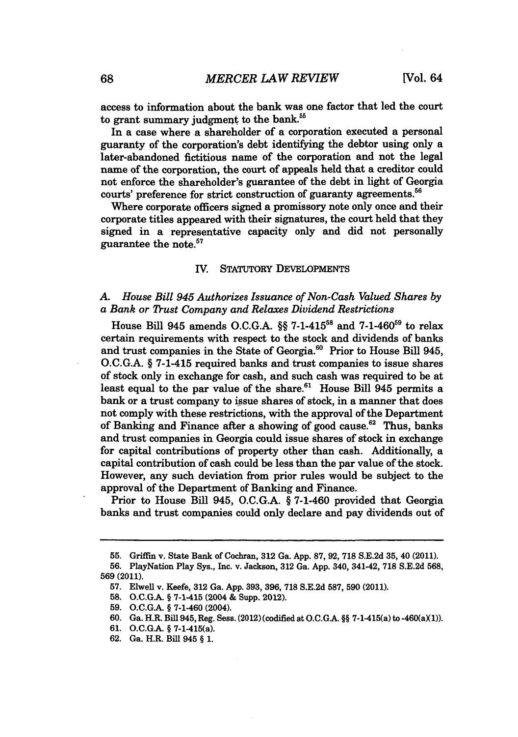access to information about the bank was one factor that led the court to grant summary judgment to the bank.[55]

In a case where a shareholder of a corporation executed a personal guaranty of the corporation's debt identifying the debtor using only a later-abandoned fictitious name of the corporation and not the legal name of the corporation, the court of appeals held that a creditor could not enforce the shareholder's guarantee of the debt in light of Georgia courts' preference for strict construction of guaranty agreements.[56]

Where corporate officers signed a promissory note only once and their corporate titles appeared with their signatures, the court held that they signed in a representative capacity only and did not personally guarantee the note.[57]

## IV. STATUTORY DEVELOPMENTS

### A. *House Bill 945 Authorizes Issuance of Non-Cash Valued Shares by a Bank or Trust Company and Relaxes Dividend Restrictions*

House Bill 945 amends O.C.G.A. §§ 7-1-415[58] and 7-1-460[59] to relax certain requirements with respect to the stock and dividends of banks and trust companies in the State of Georgia.[60] Prior to House Bill 945, O.C.G.A. § 7-1-415 required banks and trust companies to issue shares of stock only in exchange for cash, and such cash was required to be at least equal to the par value of the share.[61] House Bill 945 permits a bank or a trust company to issue shares of stock, in a manner that does not comply with these restrictions, with the approval of the Department of Banking and Finance after a showing of good cause.[62] Thus, banks and trust companies in Georgia could issue shares of stock in exchange for capital contributions of property other than cash. Additionally, a capital contribution of cash could be less than the par value of the stock. However, any such deviation from prior rules would be subject to the approval of the Department of Banking and Finance.

Prior to House Bill 945, O.C.G.A. § 7-1-460 provided that Georgia banks and trust companies could only declare and pay dividends out of

---

55. Griffin v. State Bank of Cochran, 312 Ga. App. 87, 92, 718 S.E.2d 35, 40 (2011).

56. PlayNation Play Sys., Inc. v. Jackson, 312 Ga. App. 340, 341-42, 718 S.E.2d 568, 569 (2011).

57. Elwell v. Keefe, 312 Ga. App. 393, 396, 718 S.E.2d 587, 590 (2011).

58. O.C.G.A. § 7-1-415 (2004 & Supp. 2012).

59. O.C.G.A. § 7-1-460 (2004).

60. Ga. H.R. Bill 945, Reg. Sess. (2012) (codified at O.C.G.A. §§ 7-1-415(a) to -460(a)(1)).

61. O.C.G.A. § 7-1-415(a).

62. Ga. H.R. Bill 945 § 1.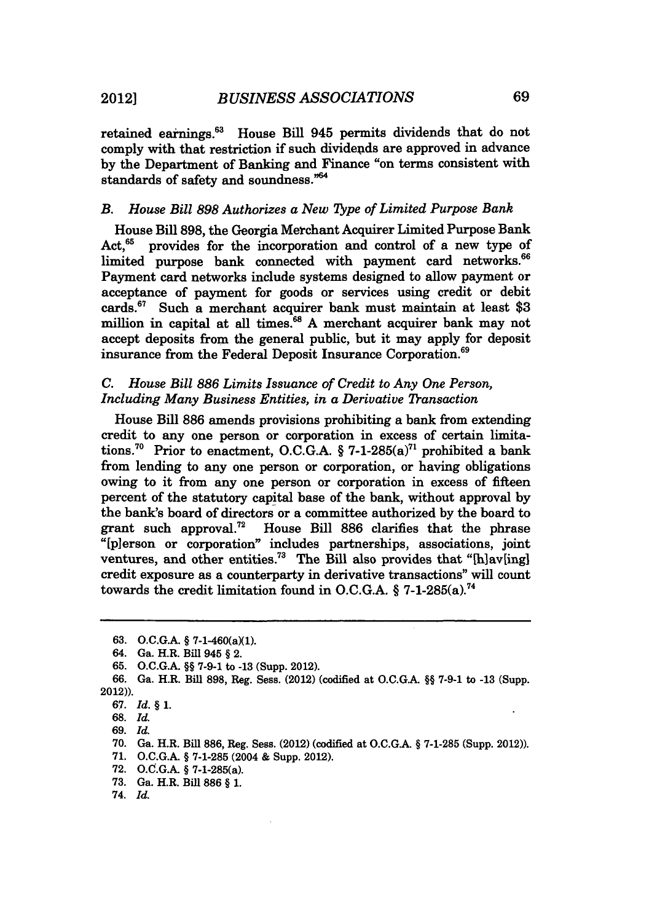retained earnings.[63] House Bill 945 permits dividends that do not comply with that restriction if such dividends are approved in advance by the Department of Banking and Finance "on terms consistent with standards of safety and soundness."[64]

### *B. House Bill 898 Authorizes a New Type of Limited Purpose Bank*

House Bill 898, the Georgia Merchant Acquirer Limited Purpose Bank Act,[65] provides for the incorporation and control of a new type of limited purpose bank connected with payment card networks.[66] Payment card networks include systems designed to allow payment or acceptance of payment for goods or services using credit or debit cards.[67] Such a merchant acquirer bank must maintain at least $3 million in capital at all times.[68] A merchant acquirer bank may not accept deposits from the general public, but it may apply for deposit insurance from the Federal Deposit Insurance Corporation.[69]

### *C. House Bill 886 Limits Issuance of Credit to Any One Person, Including Many Business Entities, in a Derivative Transaction*

House Bill 886 amends provisions prohibiting a bank from extending credit to any one person or corporation in excess of certain limitations.[70] Prior to enactment, O.C.G.A. § 7-1-285(a)[71] prohibited a bank from lending to any one person or corporation, or having obligations owing to it from any one person or corporation in excess of fifteen percent of the statutory capital base of the bank, without approval by the bank's board of directors or a committee authorized by the board to grant such approval.[72] House Bill 886 clarifies that the phrase "[p]erson or corporation" includes partnerships, associations, joint ventures, and other entities.[73] The Bill also provides that "[h]av[ing] credit exposure as a counterparty in derivative transactions" will count towards the credit limitation found in O.C.G.A. § 7-1-285(a).[74]

---

63. O.C.G.A. § 7-1-460(a)(1).
64. Ga. H.R. Bill 945 § 2.
65. O.C.G.A. §§ 7-9-1 to -13 (Supp. 2012).
66. Ga. H.R. Bill 898, Reg. Sess. (2012) (codified at O.C.G.A. §§ 7-9-1 to -13 (Supp. 2012)).
67. *Id.* § 1.
68. *Id.*
69. *Id.*
70. Ga. H.R. Bill 886, Reg. Sess. (2012) (codified at O.C.G.A. § 7-1-285 (Supp. 2012)).
71. O.C.G.A. § 7-1-285 (2004 & Supp. 2012).
72. O.C.G.A. § 7-1-285(a).
73. Ga. H.R. Bill 886 § 1.
74. *Id.*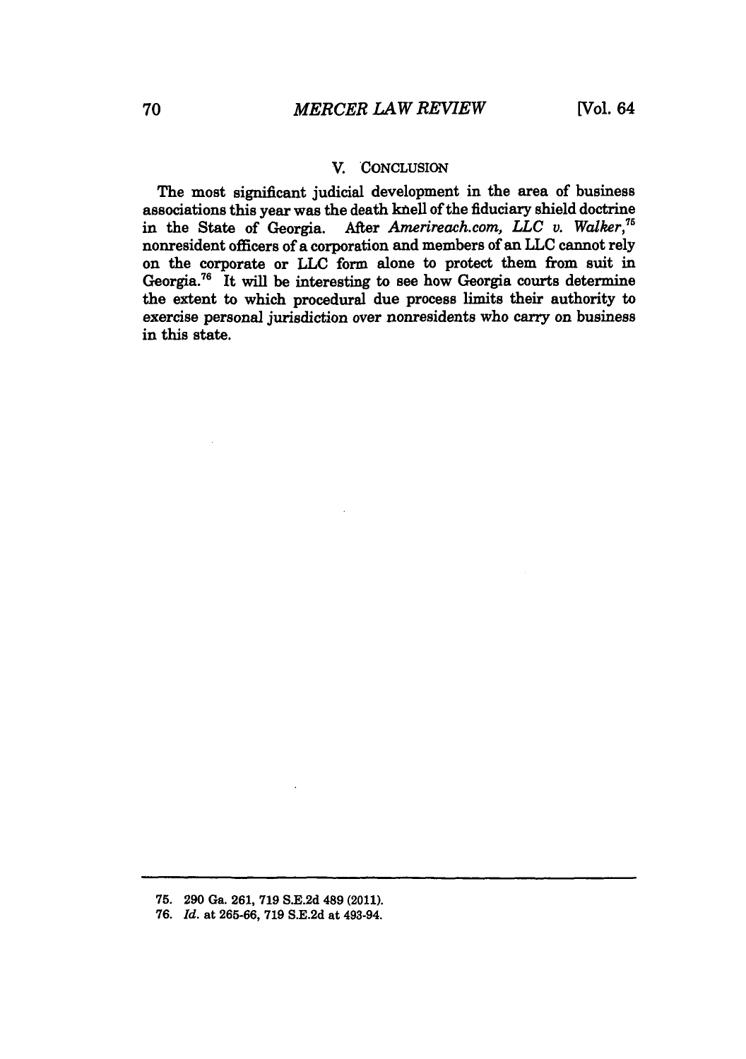## V. CONCLUSION

The most significant judicial development in the area of business associations this year was the death knell of the fiduciary shield doctrine in the State of Georgia. After *Amerireach.com, LLC v. Walker*,[75] nonresident officers of a corporation and members of an LLC cannot rely on the corporate or LLC form alone to protect them from suit in Georgia.[76] It will be interesting to see how Georgia courts determine the extent to which procedural due process limits their authority to exercise personal jurisdiction over nonresidents who carry on business in this state.

---

75. 290 Ga. 261, 719 S.E.2d 489 (2011).

76. *Id.* at 265-66, 719 S.E.2d at 493-94.